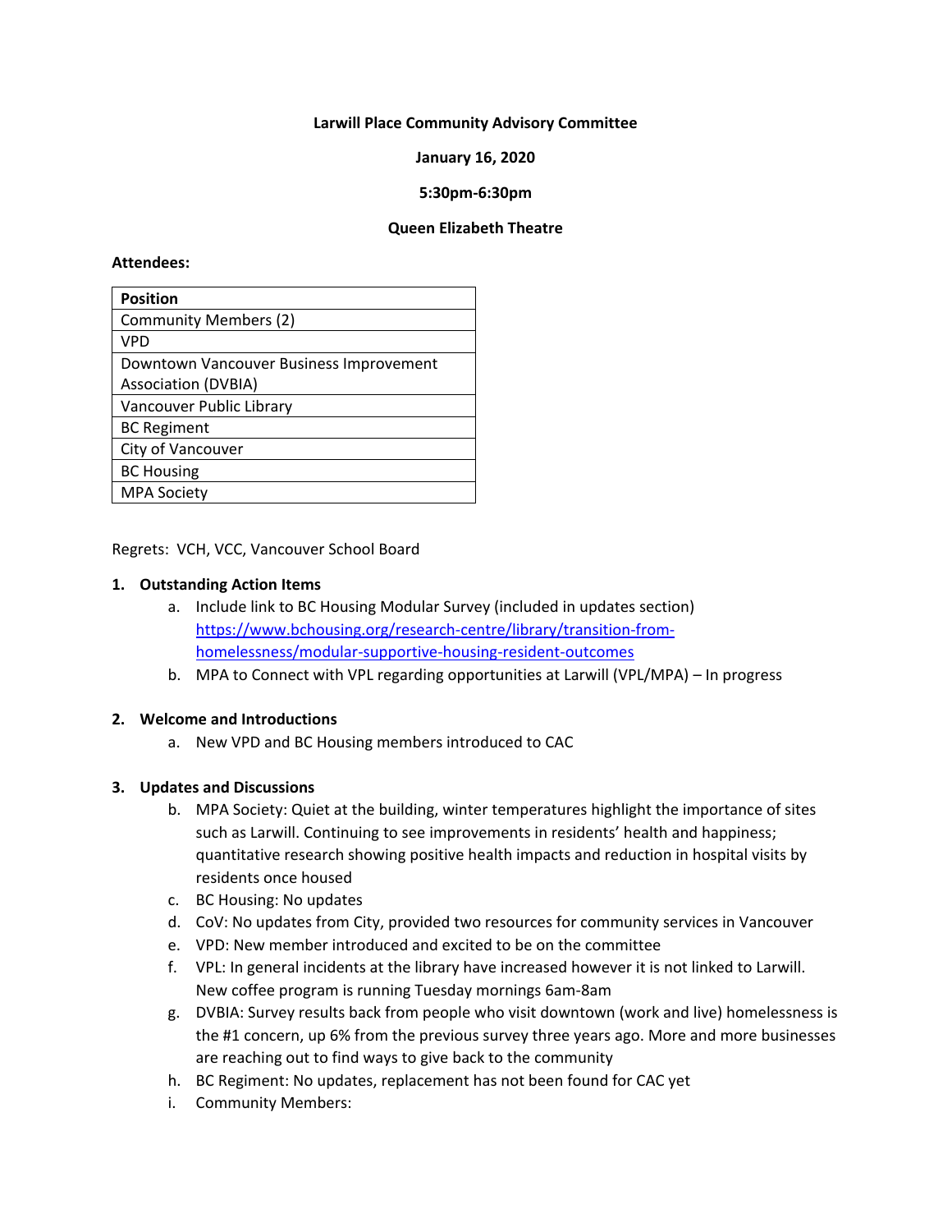**Larwill Place Community Advisory Committee**

**January 16, 2020**

**5:30pm-6:30pm**

**Queen Elizabeth Theatre**

**Attendees:**

| Position |
|---|
| Community Members (2) |
| VPD |
| Downtown Vancouver Business Improvement Association (DVBIA) |
| Vancouver Public Library |
| BC Regiment |
| City of Vancouver |
| BC Housing |
| MPA Society |

Regrets: VCH, VCC, Vancouver School Board

1. **Outstanding Action Items**
   a. Include link to BC Housing Modular Survey (included in updates section) https://www.bchousing.org/research-centre/library/transition-from-homelessness/modular-supportive-housing-resident-outcomes
   b. MPA to Connect with VPL regarding opportunities at Larwill (VPL/MPA) – In progress

2. **Welcome and Introductions**
   a. New VPD and BC Housing members introduced to CAC

3. **Updates and Discussions**
   b. MPA Society: Quiet at the building, winter temperatures highlight the importance of sites such as Larwill. Continuing to see improvements in residents' health and happiness; quantitative research showing positive health impacts and reduction in hospital visits by residents once housed
   c. BC Housing: No updates
   d. CoV: No updates from City, provided two resources for community services in Vancouver
   e. VPD: New member introduced and excited to be on the committee
   f. VPL: In general incidents at the library have increased however it is not linked to Larwill. New coffee program is running Tuesday mornings 6am-8am
   g. DVBIA: Survey results back from people who visit downtown (work and live) homelessness is the #1 concern, up 6% from the previous survey three years ago. More and more businesses are reaching out to find ways to give back to the community
   h. BC Regiment: No updates, replacement has not been found for CAC yet
   i. Community Members: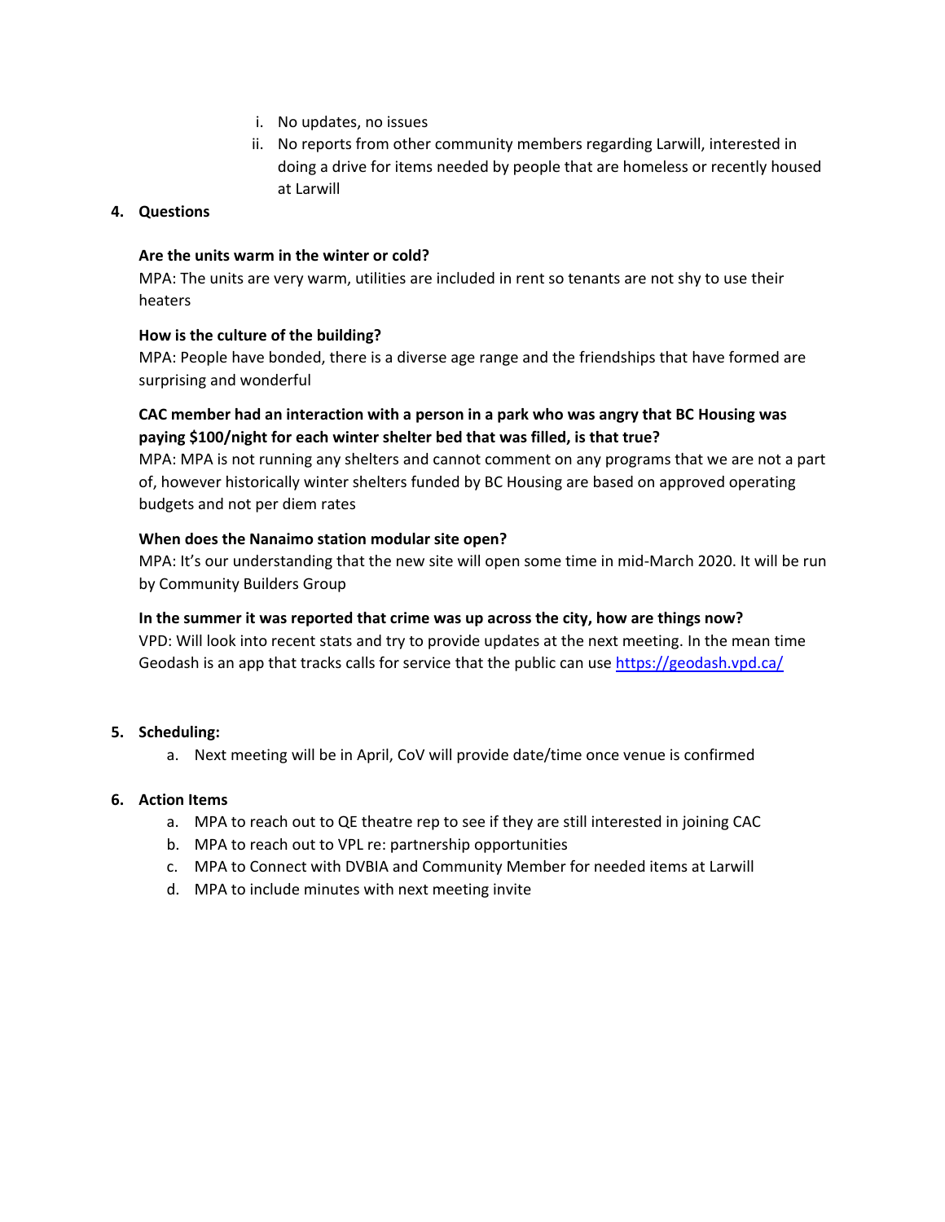i. No updates, no issues
   ii. No reports from other community members regarding Larwill, interested in doing a drive for items needed by people that are homeless or recently housed at Larwill

4. **Questions**

   **Are the units warm in the winter or cold?**
   MPA: The units are very warm, utilities are included in rent so tenants are not shy to use their heaters

   **How is the culture of the building?**
   MPA: People have bonded, there is a diverse age range and the friendships that have formed are surprising and wonderful

   **CAC member had an interaction with a person in a park who was angry that BC Housing was paying $100/night for each winter shelter bed that was filled, is that true?**
   MPA: MPA is not running any shelters and cannot comment on any programs that we are not a part of, however historically winter shelters funded by BC Housing are based on approved operating budgets and not per diem rates

   **When does the Nanaimo station modular site open?**
   MPA: It's our understanding that the new site will open some time in mid-March 2020. It will be run by Community Builders Group

   **In the summer it was reported that crime was up across the city, how are things now?**
   VPD: Will look into recent stats and try to provide updates at the next meeting. In the mean time Geodash is an app that tracks calls for service that the public can use https://geodash.vpd.ca/

5. **Scheduling:**
   a. Next meeting will be in April, CoV will provide date/time once venue is confirmed

6. **Action Items**
   a. MPA to reach out to QE theatre rep to see if they are still interested in joining CAC
   b. MPA to reach out to VPL re: partnership opportunities
   c. MPA to Connect with DVBIA and Community Member for needed items at Larwill
   d. MPA to include minutes with next meeting invite